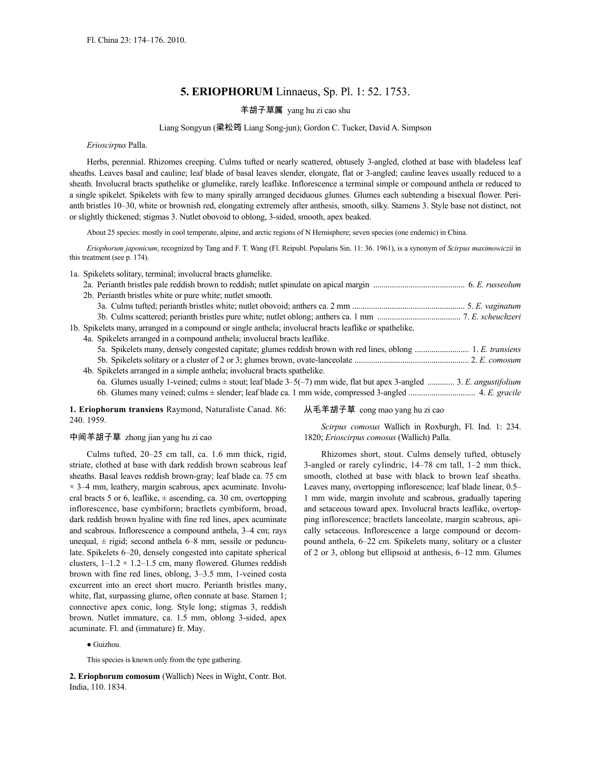Fl. China 23: 174–176. 2010.

# 5. ERIOPHORUM Linnaeus, Sp. Pl. 1: 52. 1753.

羊胡子草属 yang hu zi cao shu

Liang Songyun (梁松筠 Liang Song-jun); Gordon C. Tucker, David A. Simpson

*Erioscirpus* Palla.

Herbs, perennial. Rhizomes creeping. Culms tufted or nearly scattered, obtusely 3-angled, clothed at base with bladeless leaf sheaths. Leaves basal and cauline; leaf blade of basal leaves slender, elongate, flat or 3-angled; cauline leaves usually reduced to a sheath. Involucral bracts spathelike or glumelike, rarely leaflike. Inflorescence a terminal simple or compound anthela or reduced to a single spikelet. Spikelets with few to many spirally arranged deciduous glumes. Glumes each subtending a bisexual flower. Perianth bristles 10–30, white or brownish red, elongating extremely after anthesis, smooth, silky. Stamens 3. Style base not distinct, not or slightly thickened; stigmas 3. Nutlet obovoid to oblong, 3-sided, smooth, apex beaked.

About 25 species: mostly in cool temperate, alpine, and arctic regions of N Hemisphere; seven species (one endemic) in China.

*Eriophorum japonicum*, recognized by Tang and F. T. Wang (Fl. Reipubl. Popularis Sin. 11: 36. 1961), is a synonym of *Scirpus maximowiczii* in this treatment (see p. 174).

1a. Spikelets solitary, terminal; involucral bracts glumelike.
  2a. Perianth bristles pale reddish brown to reddish; nutlet spinulate on apical margin .......................................... 6. *E. russeolum*
  2b. Perianth bristles white or pure white; nutlet smooth.
    3a. Culms tufted; perianth bristles white; nutlet obovoid; anthers ca. 2 mm .................................................... 5. *E. vaginatum*
    3b. Culms scattered; perianth bristles pure white; nutlet oblong; anthers ca. 1 mm ....................................... 7. *E. scheuchzeri*
1b. Spikelets many, arranged in a compound or single anthela; involucral bracts leaflike or spathelike.
  4a. Spikelets arranged in a compound anthela; involucral bracts leaflike.
    5a. Spikelets many, densely congested capitate; glumes reddish brown with red lines, oblong .......................... 1. *E. transiens*
    5b. Spikelets solitary or a cluster of 2 or 3; glumes brown, ovate-lanceolate ..................................................... 2. *E. comosum*
  4b. Spikelets arranged in a simple anthela; involucral bracts spathelike.
    6a. Glumes usually 1-veined; culms ± stout; leaf blade 3–5(–7) mm wide, flat but apex 3-angled ............. 3. *E. angustifolium*
    6b. Glumes many veined; culms ± slender; leaf blade ca. 1 mm wide, compressed 3-angled ............................... 4. *E. gracile*

**1. Eriophorum transiens** Raymond, Naturaliste Canad. 86: 240. 1959.

中间羊胡子草 zhong jian yang hu zi cao

Culms tufted, 20–25 cm tall, ca. 1.6 mm thick, rigid, striate, clothed at base with dark reddish brown scabrous leaf sheaths. Basal leaves reddish brown-gray; leaf blade ca. 75 cm × 3–4 mm, leathery, margin scabrous, apex acuminate. Involucral bracts 5 or 6, leaflike, ± ascending, ca. 30 cm, overtopping inflorescence, base cymbiform; bractlets cymbiform, broad, dark reddish brown hyaline with fine red lines, apex acuminate and scabrous. Inflorescence a compound anthela, 3–4 cm; rays unequal, ± rigid; second anthela 6–8 mm, sessile or pedunculate. Spikelets 6–20, densely congested into capitate spherical clusters, 1–1.2 × 1.2–1.5 cm, many flowered. Glumes reddish brown with fine red lines, oblong, 3–3.5 mm, 1-veined costa excurrent into an erect short mucro. Perianth bristles many, white, flat, surpassing glume, often connate at base. Stamen 1; connective apex conic, long. Style long; stigmas 3, reddish brown. Nutlet immature, ca. 1.5 mm, oblong 3-sided, apex acuminate. Fl. and (immature) fr. May.

● Guizhou.

This species is known only from the type gathering.

**2. Eriophorum comosum** (Wallich) Nees in Wight, Contr. Bot. India, 110. 1834.

丛毛羊胡子草 cong mao yang hu zi cao

*Scirpus comosus* Wallich in Roxburgh, Fl. Ind. 1: 234. 1820; *Erioscirpus comosus* (Wallich) Palla.

Rhizomes short, stout. Culms densely tufted, obtusely 3-angled or rarely cylindric, 14–78 cm tall, 1–2 mm thick, smooth, clothed at base with black to brown leaf sheaths. Leaves many, overtopping inflorescence; leaf blade linear, 0.5–1 mm wide, margin involute and scabrous, gradually tapering and setaceous toward apex. Involucral bracts leaflike, overtopping inflorescence; bractlets lanceolate, margin scabrous, apically setaceous. Inflorescence a large compound or decompound anthela, 6–22 cm. Spikelets many, solitary or a cluster of 2 or 3, oblong but ellipsoid at anthesis, 6–12 mm. Glumes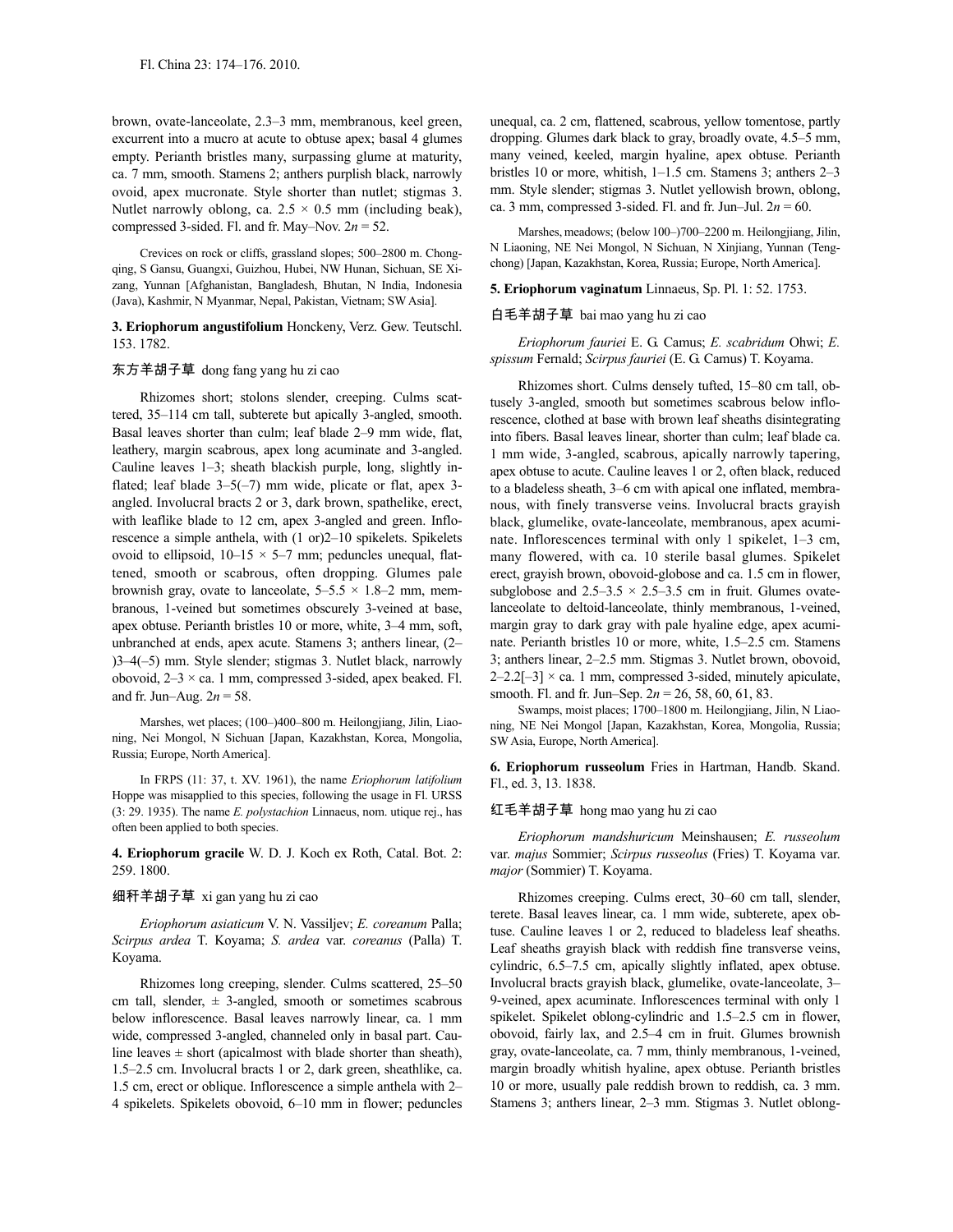brown, ovate-lanceolate, 2.3–3 mm, membranous, keel green, excurrent into a mucro at acute to obtuse apex; basal 4 glumes empty. Perianth bristles many, surpassing glume at maturity, ca. 7 mm, smooth. Stamens 2; anthers purplish black, narrowly ovoid, apex mucronate. Style shorter than nutlet; stigmas 3. Nutlet narrowly oblong, ca. 2.5 × 0.5 mm (including beak), compressed 3-sided. Fl. and fr. May–Nov. 2*n* = 52.

Crevices on rock or cliffs, grassland slopes; 500–2800 m. Chongqing, S Gansu, Guangxi, Guizhou, Hubei, NW Hunan, Sichuan, SE Xizang, Yunnan [Afghanistan, Bangladesh, Bhutan, N India, Indonesia (Java), Kashmir, N Myanmar, Nepal, Pakistan, Vietnam; SW Asia].

**3. Eriophorum angustifolium** Honckeny, Verz. Gew. Teutschl. 153. 1782.

东方羊胡子草 dong fang yang hu zi cao

Rhizomes short; stolons slender, creeping. Culms scattered, 35–114 cm tall, subterete but apically 3-angled, smooth. Basal leaves shorter than culm; leaf blade 2–9 mm wide, flat, leathery, margin scabrous, apex long acuminate and 3-angled. Cauline leaves 1–3; sheath blackish purple, long, slightly inflated; leaf blade 3–5(–7) mm wide, plicate or flat, apex 3-angled. Involucral bracts 2 or 3, dark brown, spathelike, erect, with leaflike blade to 12 cm, apex 3-angled and green. Inflorescence a simple anthela, with (1 or)2–10 spikelets. Spikelets ovoid to ellipsoid, 10–15 × 5–7 mm; peduncles unequal, flattened, smooth or scabrous, often dropping. Glumes pale brownish gray, ovate to lanceolate, 5–5.5 × 1.8–2 mm, membranous, 1-veined but sometimes obscurely 3-veined at base, apex obtuse. Perianth bristles 10 or more, white, 3–4 mm, soft, unbranched at ends, apex acute. Stamens 3; anthers linear, (2–)3–4(–5) mm. Style slender; stigmas 3. Nutlet black, narrowly obovoid, 2–3 × ca. 1 mm, compressed 3-sided, apex beaked. Fl. and fr. Jun–Aug. 2*n* = 58.

Marshes, wet places; (100–)400–800 m. Heilongjiang, Jilin, Liaoning, Nei Mongol, N Sichuan [Japan, Kazakhstan, Korea, Mongolia, Russia; Europe, North America].

In FRPS (11: 37, t. XV. 1961), the name *Eriophorum latifolium* Hoppe was misapplied to this species, following the usage in Fl. URSS (3: 29. 1935). The name *E. polystachion* Linnaeus, nom. utique rej., has often been applied to both species.

**4. Eriophorum gracile** W. D. J. Koch ex Roth, Catal. Bot. 2: 259. 1800.

细秆羊胡子草 xi gan yang hu zi cao

*Eriophorum asiaticum* V. N. Vassiljev; *E. coreanum* Palla; *Scirpus ardea* T. Koyama; *S. ardea* var. *coreanus* (Palla) T. Koyama.

Rhizomes long creeping, slender. Culms scattered, 25–50 cm tall, slender, ± 3-angled, smooth or sometimes scabrous below inflorescence. Basal leaves narrowly linear, ca. 1 mm wide, compressed 3-angled, channeled only in basal part. Cauline leaves ± short (apicalmost with blade shorter than sheath), 1.5–2.5 cm. Involucral bracts 1 or 2, dark green, sheathlike, ca. 1.5 cm, erect or oblique. Inflorescence a simple anthela with 2–4 spikelets. Spikelets obovoid, 6–10 mm in flower; peduncles unequal, ca. 2 cm, flattened, scabrous, yellow tomentose, partly dropping. Glumes dark black to gray, broadly ovate, 4.5–5 mm, many veined, keeled, margin hyaline, apex obtuse. Perianth bristles 10 or more, whitish, 1–1.5 cm. Stamens 3; anthers 2–3 mm. Style slender; stigmas 3. Nutlet yellowish brown, oblong, ca. 3 mm, compressed 3-sided. Fl. and fr. Jun–Jul. 2*n* = 60.

Marshes, meadows; (below 100–)700–2200 m. Heilongjiang, Jilin, N Liaoning, NE Nei Mongol, N Sichuan, N Xinjiang, Yunnan (Tengchong) [Japan, Kazakhstan, Korea, Russia; Europe, North America].

**5. Eriophorum vaginatum** Linnaeus, Sp. Pl. 1: 52. 1753.

白毛羊胡子草 bai mao yang hu zi cao

*Eriophorum fauriei* E. G. Camus; *E. scabridum* Ohwi; *E. spissum* Fernald; *Scirpus fauriei* (E. G. Camus) T. Koyama.

Rhizomes short. Culms densely tufted, 15–80 cm tall, obtusely 3-angled, smooth but sometimes scabrous below inflorescence, clothed at base with brown leaf sheaths disintegrating into fibers. Basal leaves linear, shorter than culm; leaf blade ca. 1 mm wide, 3-angled, scabrous, apically narrowly tapering, apex obtuse to acute. Cauline leaves 1 or 2, often black, reduced to a bladeless sheath, 3–6 cm with apical one inflated, membranous, with finely transverse veins. Involucral bracts grayish black, glumelike, ovate-lanceolate, membranous, apex acuminate. Inflorescences terminal with only 1 spikelet, 1–3 cm, many flowered, with ca. 10 sterile basal glumes. Spikelet erect, grayish brown, obovoid-globose and ca. 1.5 cm in flower, subglobose and 2.5–3.5 × 2.5–3.5 cm in fruit. Glumes ovate-lanceolate to deltoid-lanceolate, thinly membranous, 1-veined, margin gray to dark gray with pale hyaline edge, apex acuminate. Perianth bristles 10 or more, white, 1.5–2.5 cm. Stamens 3; anthers linear, 2–2.5 mm. Stigmas 3. Nutlet brown, obovoid, 2–2.2[–3] × ca. 1 mm, compressed 3-sided, minutely apiculate, smooth. Fl. and fr. Jun–Sep. 2*n* = 26, 58, 60, 61, 83.

Swamps, moist places; 1700–1800 m. Heilongjiang, Jilin, N Liaoning, NE Nei Mongol [Japan, Kazakhstan, Korea, Mongolia, Russia; SW Asia, Europe, North America].

**6. Eriophorum russeolum** Fries in Hartman, Handb. Skand. Fl., ed. 3, 13. 1838.

红毛羊胡子草 hong mao yang hu zi cao

*Eriophorum mandshuricum* Meinshausen; *E. russeolum* var. *majus* Sommier; *Scirpus russeolus* (Fries) T. Koyama var. *major* (Sommier) T. Koyama.

Rhizomes creeping. Culms erect, 30–60 cm tall, slender, terete. Basal leaves linear, ca. 1 mm wide, subterete, apex obtuse. Cauline leaves 1 or 2, reduced to bladeless leaf sheaths. Leaf sheaths grayish black with reddish fine transverse veins, cylindric, 6.5–7.5 cm, apically slightly inflated, apex obtuse. Involucral bracts grayish black, glumelike, ovate-lanceolate, 3–9-veined, apex acuminate. Inflorescences terminal with only 1 spikelet. Spikelet oblong-cylindric and 1.5–2.5 cm in flower, obovoid, fairly lax, and 2.5–4 cm in fruit. Glumes brownish gray, ovate-lanceolate, ca. 7 mm, thinly membranous, 1-veined, margin broadly whitish hyaline, apex obtuse. Perianth bristles 10 or more, usually pale reddish brown to reddish, ca. 3 mm. Stamens 3; anthers linear, 2–3 mm. Stigmas 3. Nutlet oblong-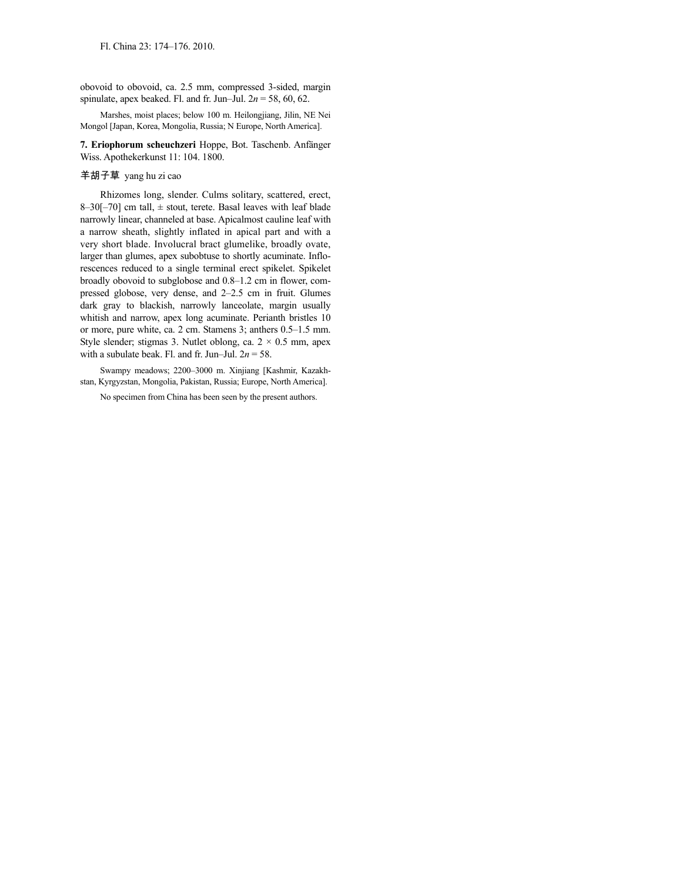obovoid to obovoid, ca. 2.5 mm, compressed 3-sided, margin spinulate, apex beaked. Fl. and fr. Jun–Jul. $2n = 58, 60, 62$.

Marshes, moist places; below 100 m. Heilongjiang, Jilin, NE Nei Mongol [Japan, Korea, Mongolia, Russia; N Europe, North America].

**7. Eriophorum scheuchzeri** Hoppe, Bot. Taschenb. Anfänger Wiss. Apothekerkunst 11: 104. 1800.

羊胡子草 yang hu zi cao

Rhizomes long, slender. Culms solitary, scattered, erect, 8–30[–70] cm tall, ± stout, terete. Basal leaves with leaf blade narrowly linear, channeled at base. Apicalmost cauline leaf with a narrow sheath, slightly inflated in apical part and with a very short blade. Involucral bract glumelike, broadly ovate, larger than glumes, apex subobtuse to shortly acuminate. Inflorescences reduced to a single terminal erect spikelet. Spikelet broadly obovoid to subglobose and 0.8–1.2 cm in flower, compressed globose, very dense, and 2–2.5 cm in fruit. Glumes dark gray to blackish, narrowly lanceolate, margin usually whitish and narrow, apex long acuminate. Perianth bristles 10 or more, pure white, ca. 2 cm. Stamens 3; anthers 0.5–1.5 mm. Style slender; stigmas 3. Nutlet oblong, ca. $2 \times 0.5$ mm, apex with a subulate beak. Fl. and fr. Jun–Jul. $2n = 58$.

Swampy meadows; 2200–3000 m. Xinjiang [Kashmir, Kazakhstan, Kyrgyzstan, Mongolia, Pakistan, Russia; Europe, North America].

No specimen from China has been seen by the present authors.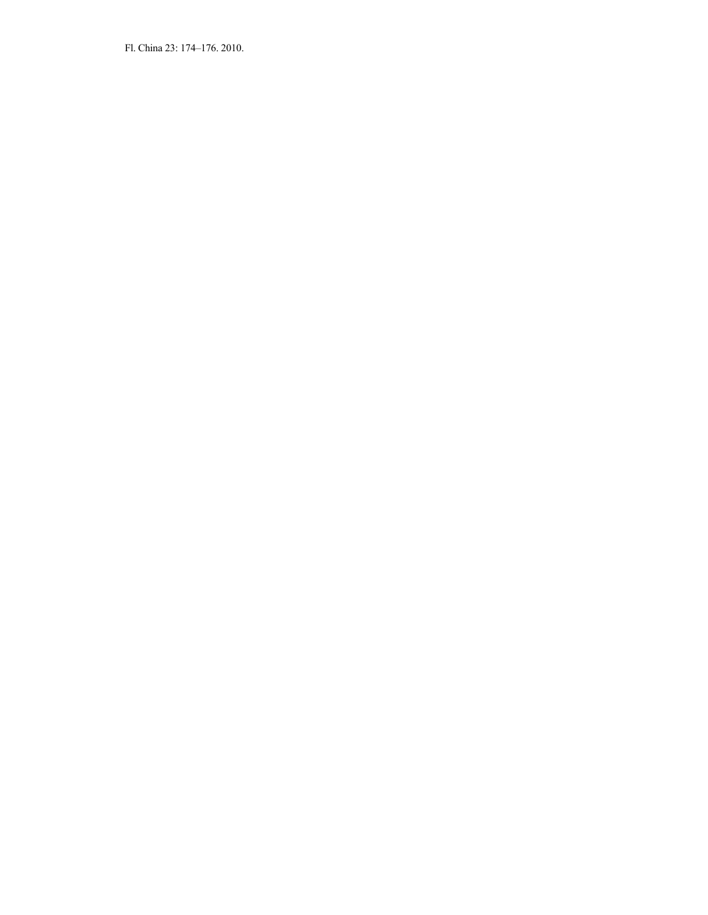Fl. China 23: 174–176. 2010.